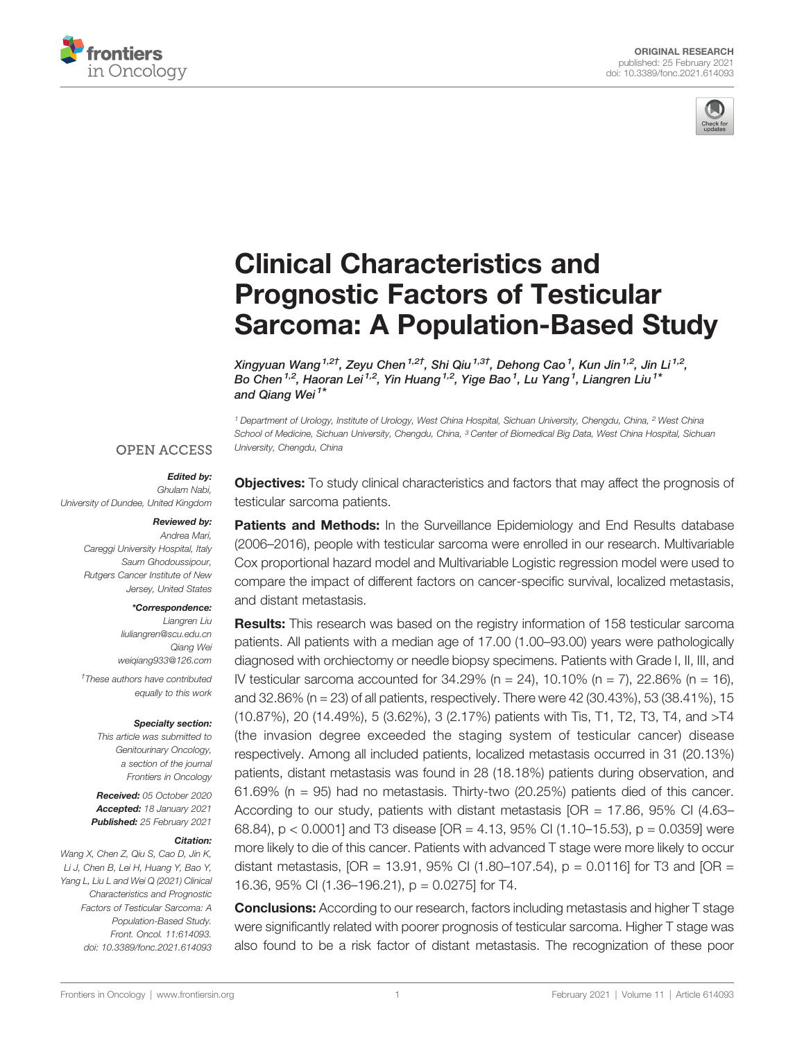ORIGINAL RESEARCH
published: 25 February 2021
doi: 10.3389/fonc.2021.614093

# Clinical Characteristics and Prognostic Factors of Testicular Sarcoma: A Population-Based Study

*Xingyuan Wang[1,2†], Zeyu Chen[1,2†], Shi Qiu[1,3†], Dehong Cao[1], Kun Jin[1,2], Jin Li[1,2], Bo Chen[1,2], Haoran Lei[1,2], Yin Huang[1,2], Yige Bao[1], Lu Yang[1], Liangren Liu[1*] and Qiang Wei[1*]*

[1] Department of Urology, Institute of Urology, West China Hospital, Sichuan University, Chengdu, China, [2] West China School of Medicine, Sichuan University, Chengdu, China, [3] Center of Biomedical Big Data, West China Hospital, Sichuan University, Chengdu, China

OPEN ACCESS

**Edited by:**
Ghulam Nabi,
University of Dundee, United Kingdom

**Reviewed by:**
Andrea Mari,
Careggi University Hospital, Italy
Saum Ghodoussipour,
Rutgers Cancer Institute of New Jersey, United States

***Correspondence:**
Liangren Liu
liuliangren@scu.edu.cn
Qiang Wei
weiqiang933@126.com

†These authors have contributed equally to this work

**Specialty section:**
This article was submitted to Genitourinary Oncology, a section of the journal Frontiers in Oncology

**Received:** 05 October 2020
**Accepted:** 18 January 2021
**Published:** 25 February 2021

**Citation:**
Wang X, Chen Z, Qiu S, Cao D, Jin K, Li J, Chen B, Lei H, Huang Y, Bao Y, Yang L, Liu L and Wei Q (2021) Clinical Characteristics and Prognostic Factors of Testicular Sarcoma: A Population-Based Study. Front. Oncol. 11:614093. doi: 10.3389/fonc.2021.614093

**Objectives:** To study clinical characteristics and factors that may affect the prognosis of testicular sarcoma patients.

**Patients and Methods:** In the Surveillance Epidemiology and End Results database (2006–2016), people with testicular sarcoma were enrolled in our research. Multivariable Cox proportional hazard model and Multivariable Logistic regression model were used to compare the impact of different factors on cancer-specific survival, localized metastasis, and distant metastasis.

**Results:** This research was based on the registry information of 158 testicular sarcoma patients. All patients with a median age of 17.00 (1.00–93.00) years were pathologically diagnosed with orchiectomy or needle biopsy specimens. Patients with Grade I, II, III, and IV testicular sarcoma accounted for 34.29% (n = 24), 10.10% (n = 7), 22.86% (n = 16), and 32.86% (n = 23) of all patients, respectively. There were 42 (30.43%), 53 (38.41%), 15 (10.87%), 20 (14.49%), 5 (3.62%), 3 (2.17%) patients with Tis, T1, T2, T3, T4, and >T4 (the invasion degree exceeded the staging system of testicular cancer) disease respectively. Among all included patients, localized metastasis occurred in 31 (20.13%) patients, distant metastasis was found in 28 (18.18%) patients during observation, and 61.69% (n = 95) had no metastasis. Thirty-two (20.25%) patients died of this cancer. According to our study, patients with distant metastasis [OR = 17.86, 95% CI (4.63–68.84), $p < 0.0001$] and T3 disease [OR = 4.13, 95% CI (1.10–15.53), $p = 0.0359$] were more likely to die of this cancer. Patients with advanced T stage were more likely to occur distant metastasis, [OR = 13.91, 95% CI (1.80–107.54), $p = 0.0116$] for T3 and [OR = 16.36, 95% CI (1.36–196.21), $p = 0.0275$] for T4.

**Conclusions:** According to our research, factors including metastasis and higher T stage were significantly related with poorer prognosis of testicular sarcoma. Higher T stage was also found to be a risk factor of distant metastasis. The recognization of these poor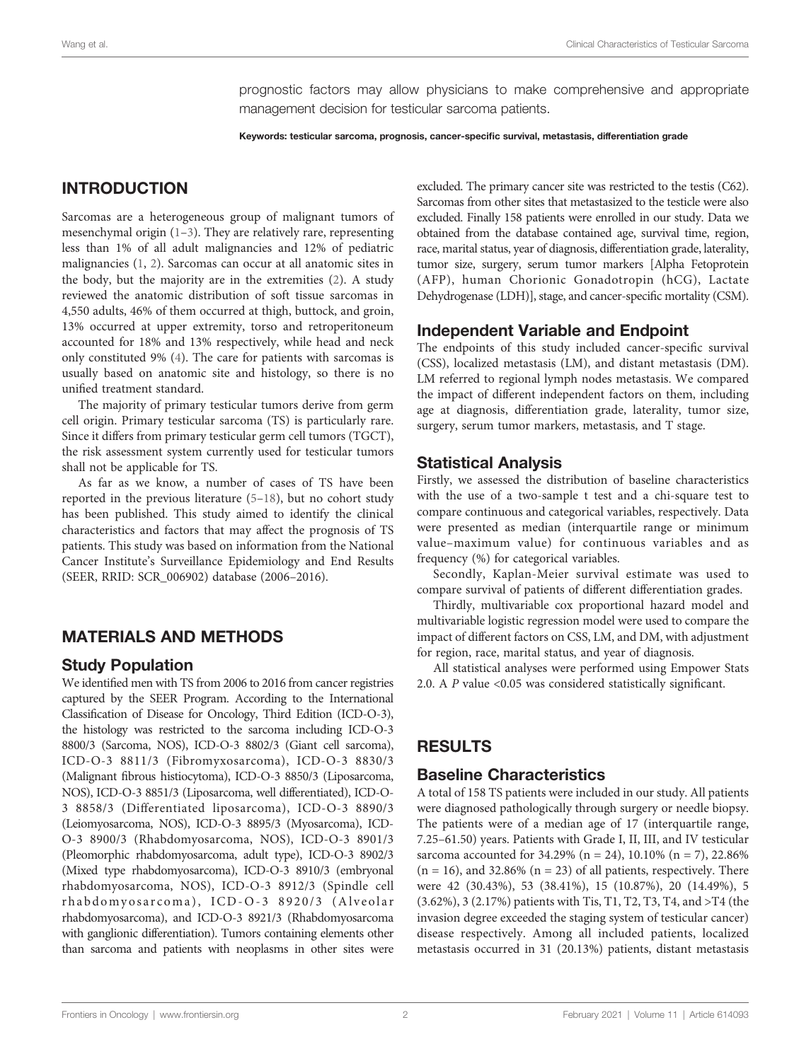prognostic factors may allow physicians to make comprehensive and appropriate management decision for testicular sarcoma patients.

**Keywords: testicular sarcoma, prognosis, cancer-specific survival, metastasis, differentiation grade**

## INTRODUCTION

Sarcomas are a heterogeneous group of malignant tumors of mesenchymal origin (1–3). They are relatively rare, representing less than 1% of all adult malignancies and 12% of pediatric malignancies (1, 2). Sarcomas can occur at all anatomic sites in the body, but the majority are in the extremities (2). A study reviewed the anatomic distribution of soft tissue sarcomas in 4,550 adults, 46% of them occurred at thigh, buttock, and groin, 13% occurred at upper extremity, torso and retroperitoneum accounted for 18% and 13% respectively, while head and neck only constituted 9% (4). The care for patients with sarcomas is usually based on anatomic site and histology, so there is no unified treatment standard.

The majority of primary testicular tumors derive from germ cell origin. Primary testicular sarcoma (TS) is particularly rare. Since it differs from primary testicular germ cell tumors (TGCT), the risk assessment system currently used for testicular tumors shall not be applicable for TS.

As far as we know, a number of cases of TS have been reported in the previous literature (5–18), but no cohort study has been published. This study aimed to identify the clinical characteristics and factors that may affect the prognosis of TS patients. This study was based on information from the National Cancer Institute's Surveillance Epidemiology and End Results (SEER, RRID: SCR_006902) database (2006–2016).

## MATERIALS AND METHODS

### Study Population

We identified men with TS from 2006 to 2016 from cancer registries captured by the SEER Program. According to the International Classification of Disease for Oncology, Third Edition (ICD-O-3), the histology was restricted to the sarcoma including ICD-O-3 8800/3 (Sarcoma, NOS), ICD-O-3 8802/3 (Giant cell sarcoma), ICD-O-3 8811/3 (Fibromyxosarcoma), ICD-O-3 8830/3 (Malignant fibrous histiocytoma), ICD-O-3 8850/3 (Liposarcoma, NOS), ICD-O-3 8851/3 (Liposarcoma, well differentiated), ICD-O-3 8858/3 (Differentiated liposarcoma), ICD-O-3 8890/3 (Leiomyosarcoma, NOS), ICD-O-3 8895/3 (Myosarcoma), ICD-O-3 8900/3 (Rhabdomyosarcoma, NOS), ICD-O-3 8901/3 (Pleomorphic rhabdomyosarcoma, adult type), ICD-O-3 8902/3 (Mixed type rhabdomyosarcoma), ICD-O-3 8910/3 (embryonal rhabdomyosarcoma, NOS), ICD-O-3 8912/3 (Spindle cell rhabdomyosarcoma), ICD-O-3 8920/3 (Alveolar rhabdomyosarcoma), and ICD-O-3 8921/3 (Rhabdomyosarcoma with ganglionic differentiation). Tumors containing elements other than sarcoma and patients with neoplasms in other sites were excluded. The primary cancer site was restricted to the testis (C62). Sarcomas from other sites that metastasized to the testicle were also excluded. Finally 158 patients were enrolled in our study. Data we obtained from the database contained age, survival time, region, race, marital status, year of diagnosis, differentiation grade, laterality, tumor size, surgery, serum tumor markers [Alpha Fetoprotein (AFP), human Chorionic Gonadotropin (hCG), Lactate Dehydrogenase (LDH)], stage, and cancer-specific mortality (CSM).

### Independent Variable and Endpoint

The endpoints of this study included cancer-specific survival (CSS), localized metastasis (LM), and distant metastasis (DM). LM referred to regional lymph nodes metastasis. We compared the impact of different independent factors on them, including age at diagnosis, differentiation grade, laterality, tumor size, surgery, serum tumor markers, metastasis, and T stage.

### Statistical Analysis

Firstly, we assessed the distribution of baseline characteristics with the use of a two-sample t test and a chi-square test to compare continuous and categorical variables, respectively. Data were presented as median (interquartile range or minimum value–maximum value) for continuous variables and as frequency (%) for categorical variables.

Secondly, Kaplan-Meier survival estimate was used to compare survival of patients of different differentiation grades.

Thirdly, multivariable cox proportional hazard model and multivariable logistic regression model were used to compare the impact of different factors on CSS, LM, and DM, with adjustment for region, race, marital status, and year of diagnosis.

All statistical analyses were performed using Empower Stats 2.0. A *P* value <0.05 was considered statistically significant.

## RESULTS

### Baseline Characteristics

A total of 158 TS patients were included in our study. All patients were diagnosed pathologically through surgery or needle biopsy. The patients were of a median age of 17 (interquartile range, 7.25–61.50) years. Patients with Grade I, II, III, and IV testicular sarcoma accounted for 34.29% (n = 24), 10.10% (n = 7), 22.86% (n = 16), and 32.86% (n = 23) of all patients, respectively. There were 42 (30.43%), 53 (38.41%), 15 (10.87%), 20 (14.49%), 5 (3.62%), 3 (2.17%) patients with Tis, T1, T2, T3, T4, and >T4 (the invasion degree exceeded the staging system of testicular cancer) disease respectively. Among all included patients, localized metastasis occurred in 31 (20.13%) patients, distant metastasis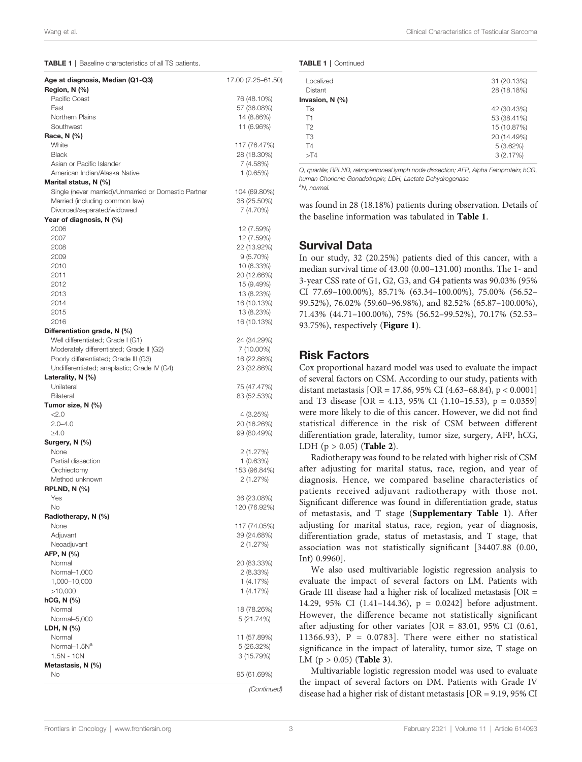**TABLE 1** | Baseline characteristics of all TS patients.

| | |
|---|---|
| **Age at diagnosis, Median (Q1-Q3)** | 17.00 (7.25–61.50) |
| **Region, N (%)** | |
| Pacific Coast | 76 (48.10%) |
| East | 57 (36.08%) |
| Northern Plains | 14 (8.86%) |
| Southwest | 11 (6.96%) |
| **Race, N (%)** | |
| White | 117 (76.47%) |
| Black | 28 (18.30%) |
| Asian or Pacific Islander | 7 (4.58%) |
| American Indian/Alaska Native | 1 (0.65%) |
| **Marital status, N (%)** | |
| Single (never married)/Unmarried or Domestic Partner | 104 (69.80%) |
| Married (including common law) | 38 (25.50%) |
| Divorced/separated/widowed | 7 (4.70%) |
| **Year of diagnosis, N (%)** | |
| 2006 | 12 (7.59%) |
| 2007 | 12 (7.59%) |
| 2008 | 22 (13.92%) |
| 2009 | 9 (5.70%) |
| 2010 | 10 (6.33%) |
| 2011 | 20 (12.66%) |
| 2012 | 15 (9.49%) |
| 2013 | 13 (8.23%) |
| 2014 | 16 (10.13%) |
| 2015 | 13 (8.23%) |
| 2016 | 16 (10.13%) |
| **Differentiation grade, N (%)** | |
| Well differentiated; Grade I (G1) | 24 (34.29%) |
| Moderately differentiated; Grade II (G2) | 7 (10.00%) |
| Poorly differentiated; Grade III (G3) | 16 (22.86%) |
| Undifferentiated; anaplastic; Grade IV (G4) | 23 (32.86%) |
| **Laterality, N (%)** | |
| Unilateral | 75 (47.47%) |
| Bilateral | 83 (52.53%) |
| **Tumor size, N (%)** | |
| <2.0 | 4 (3.25%) |
| 2.0–4.0 | 20 (16.26%) |
| ≥4.0 | 99 (80.49%) |
| **Surgery, N (%)** | |
| None | 2 (1.27%) |
| Partial dissection | 1 (0.63%) |
| Orchiectomy | 153 (96.84%) |
| Method unknown | 2 (1.27%) |
| **RPLND, N (%)** | |
| Yes | 36 (23.08%) |
| No | 120 (76.92%) |
| **Radiotherapy, N (%)** | |
| None | 117 (74.05%) |
| Adjuvant | 39 (24.68%) |
| Neoadjuvant | 2 (1.27%) |
| **AFP, N (%)** | |
| Normal | 20 (83.33%) |
| Normal–1,000 | 2 (8.33%) |
| 1,000–10,000 | 1 (4.17%) |
| >10,000 | 1 (4.17%) |
| **hCG, N (%)** | |
| Normal | 18 (78.26%) |
| Normal–5,000 | 5 (21.74%) |
| **LDH, N (%)** | |
| Normal | 11 (57.89%) |
| Normal–1.5N[a] | 5 (26.32%) |
| 1.5N - 10N | 3 (15.79%) |
| **Metastasis, N (%)** | |
| No | 95 (61.69%) |
| Localized | 31 (20.13%) |
| Distant | 28 (18.18%) |
| **Invasion, N (%)** | |
| Tis | 42 (30.43%) |
| T1 | 53 (38.41%) |
| T2 | 15 (10.87%) |
| T3 | 20 (14.49%) |
| T4 | 5 (3.62%) |
| >T4 | 3 (2.17%) |

*Q, quartile; RPLND, retroperitoneal lymph node dissection; AFP, Alpha Fetoprotein; hCG, human Chorionic Gonadotropin; LDH, Lactate Dehydrogenase.*
[a]N, normal.

was found in 28 (18.18%) patients during observation. Details of the baseline information was tabulated in **Table 1**.

## Survival Data

In our study, 32 (20.25%) patients died of this cancer, with a median survival time of 43.00 (0.00–131.00) months. The 1- and 3-year CSS rate of G1, G2, G3, and G4 patients was 90.03% (95% CI 77.69–100.00%), 85.71% (63.34–100.00%), 75.00% (56.52–99.52%), 76.02% (59.60–96.98%), and 82.52% (65.87–100.00%), 71.43% (44.71–100.00%), 75% (56.52–99.52%), 70.17% (52.53–93.75%), respectively (**Figure 1**).

## Risk Factors

Cox proportional hazard model was used to evaluate the impact of several factors on CSM. According to our study, patients with distant metastasis [OR = 17.86, 95% CI (4.63–68.84), $p < 0.0001$] and T3 disease [OR = 4.13, 95% CI (1.10–15.53), $p = 0.0359$] were more likely to die of this cancer. However, we did not find statistical difference in the risk of CSM between different differentiation grade, laterality, tumor size, surgery, AFP, hCG, LDH ($p > 0.05$) (**Table 2**).

Radiotherapy was found to be related with higher risk of CSM after adjusting for marital status, race, region, and year of diagnosis. Hence, we compared baseline characteristics of patients received adjuvant radiotherapy with those not. Significant difference was found in differentiation grade, status of metastasis, and T stage (**Supplementary Table 1**). After adjusting for marital status, race, region, year of diagnosis, differentiation grade, status of metastasis, and T stage, that association was not statistically significant [34407.88 (0.00, Inf) 0.9960].

We also used multivariable logistic regression analysis to evaluate the impact of several factors on LM. Patients with Grade III disease had a higher risk of localized metastasis [OR = 14.29, 95% CI (1.41–144.36), $p = 0.0242$] before adjustment. However, the difference became not statistically significant after adjusting for other variates [OR = 83.01, 95% CI (0.61, 11366.93), $P = 0.0783$]. There were either no statistical significance in the impact of laterality, tumor size, T stage on LM ($p > 0.05$) (**Table 3**).

Multivariable logistic regression model was used to evaluate the impact of several factors on DM. Patients with Grade IV disease had a higher risk of distant metastasis [OR = 9.19, 95% CI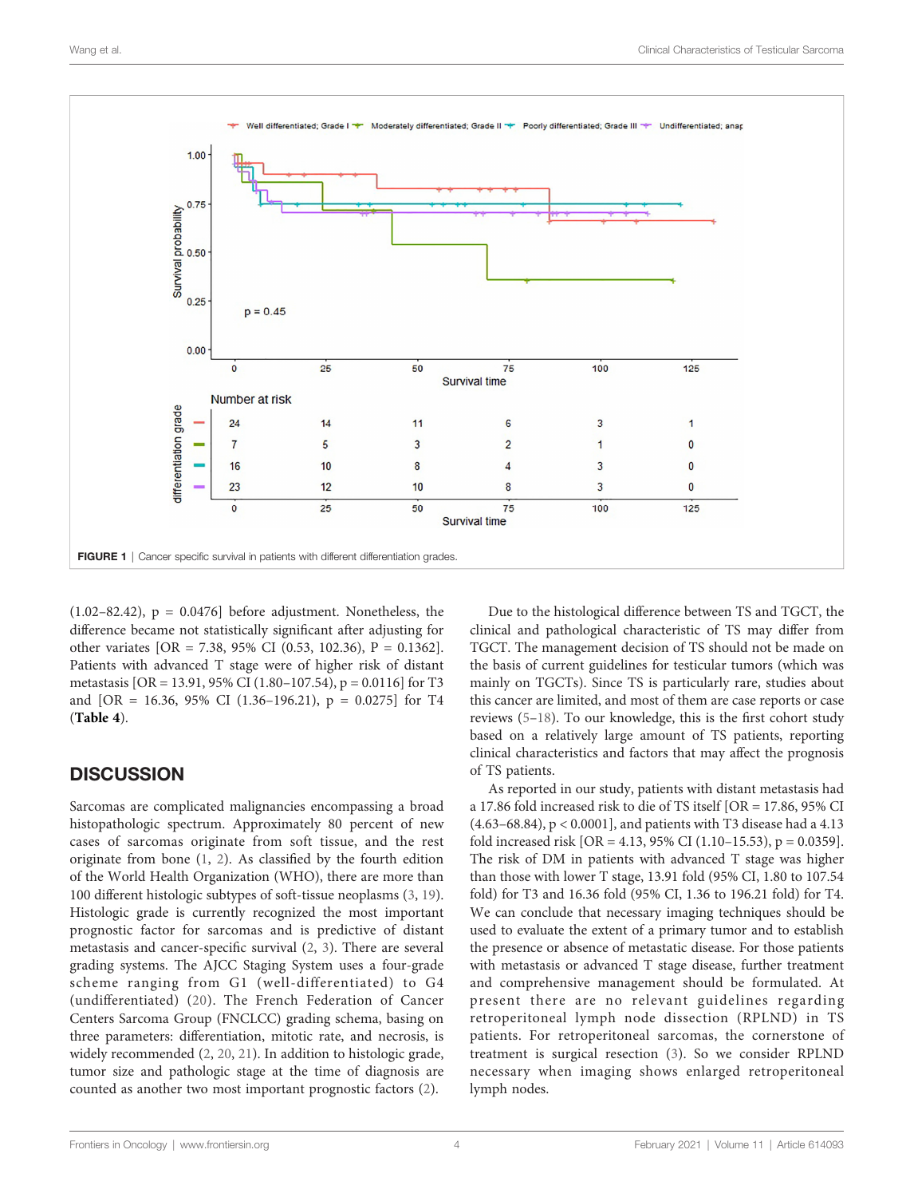FIGURE 1 | Cancer specific survival in patients with different differentiation grades.

(1.02–82.42), p = 0.0476] before adjustment. Nonetheless, the difference became not statistically significant after adjusting for other variates [OR = 7.38, 95% CI (0.53, 102.36), P = 0.1362]. Patients with advanced T stage were of higher risk of distant metastasis [OR = 13.91, 95% CI (1.80–107.54), p = 0.0116] for T3 and [OR = 16.36, 95% CI (1.36–196.21), p = 0.0275] for T4 (**Table 4**).

## DISCUSSION

Sarcomas are complicated malignancies encompassing a broad histopathologic spectrum. Approximately 80 percent of new cases of sarcomas originate from soft tissue, and the rest originate from bone (1, 2). As classified by the fourth edition of the World Health Organization (WHO), there are more than 100 different histologic subtypes of soft-tissue neoplasms (3, 19). Histologic grade is currently recognized the most important prognostic factor for sarcomas and is predictive of distant metastasis and cancer-specific survival (2, 3). There are several grading systems. The AJCC Staging System uses a four-grade scheme ranging from G1 (well-differentiated) to G4 (undifferentiated) (20). The French Federation of Cancer Centers Sarcoma Group (FNCLCC) grading schema, basing on three parameters: differentiation, mitotic rate, and necrosis, is widely recommended (2, 20, 21). In addition to histologic grade, tumor size and pathologic stage at the time of diagnosis are counted as another two most important prognostic factors (2).

Due to the histological difference between TS and TGCT, the clinical and pathological characteristic of TS may differ from TGCT. The management decision of TS should not be made on the basis of current guidelines for testicular tumors (which was mainly on TGCTs). Since TS is particularly rare, studies about this cancer are limited, and most of them are case reports or case reviews (5–18). To our knowledge, this is the first cohort study based on a relatively large amount of TS patients, reporting clinical characteristics and factors that may affect the prognosis of TS patients.

As reported in our study, patients with distant metastasis had a 17.86 fold increased risk to die of TS itself [OR = 17.86, 95% CI (4.63–68.84), p < 0.0001], and patients with T3 disease had a 4.13 fold increased risk [OR = 4.13, 95% CI (1.10–15.53), p = 0.0359]. The risk of DM in patients with advanced T stage was higher than those with lower T stage, 13.91 fold (95% CI, 1.80 to 107.54 fold) for T3 and 16.36 fold (95% CI, 1.36 to 196.21 fold) for T4. We can conclude that necessary imaging techniques should be used to evaluate the extent of a primary tumor and to establish the presence or absence of metastatic disease. For those patients with metastasis or advanced T stage disease, further treatment and comprehensive management should be formulated. At present there are no relevant guidelines regarding retroperitoneal lymph node dissection (RPLND) in TS patients. For retroperitoneal sarcomas, the cornerstone of treatment is surgical resection (3). So we consider RPLND necessary when imaging shows enlarged retroperitoneal lymph nodes.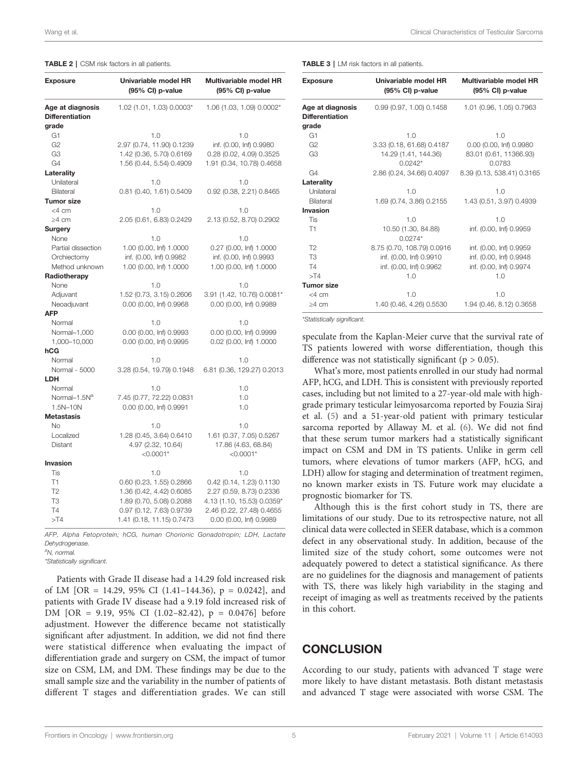**TABLE 2** | CSM risk factors in all patients.

| Exposure | Univariable model HR (95% CI) p-value | Multivariable model HR (95% CI) p-value |
|---|---|---|
| **Age at diagnosis** | 1.02 (1.01, 1.03) 0.0003* | 1.06 (1.03, 1.09) 0.0002* |
| **Differentiation grade** | | |
| G1 | 1.0 | 1.0 |
| G2 | 2.97 (0.74, 11.90) 0.1239 | inf. (0.00, Inf) 0.9980 |
| G3 | 1.42 (0.36, 5.70) 0.6169 | 0.28 (0.02, 4.09) 0.3525 |
| G4 | 1.56 (0.44, 5.54) 0.4909 | 1.91 (0.34, 10.78) 0.4658 |
| **Laterality** | | |
| Unilateral | 1.0 | 1.0 |
| Bilateral | 0.81 (0.40, 1.61) 0.5409 | 0.92 (0.38, 2.21) 0.8465 |
| **Tumor size** | | |
| <4 cm | 1.0 | 1.0 |
| ≥4 cm | 2.05 (0.61, 6.83) 0.2429 | 2.13 (0.52, 8.70) 0.2902 |
| **Surgery** | | |
| None | 1.0 | 1.0 |
| Partial dissection | 1.00 (0.00, Inf) 1.0000 | 0.27 (0.00, Inf) 1.0000 |
| Orchiectomy | inf. (0.00, Inf) 0.9982 | inf. (0.00, Inf) 0.9993 |
| Method unknown | 1.00 (0.00, Inf) 1.0000 | 1.00 (0.00, Inf) 1.0000 |
| **Radiotherapy** | | |
| None | 1.0 | 1.0 |
| Adjuvant | 1.52 (0.73, 3.15) 0.2606 | 3.91 (1.42, 10.76) 0.0081* |
| Neoadjuvant | 0.00 (0.00, Inf) 0.9968 | 0.00 (0.00, Inf) 0.9989 |
| **AFP** | | |
| Normal | 1.0 | 1.0 |
| Normal–1,000 | 0.00 (0.00, Inf) 0.9993 | 0.00 (0.00, Inf) 0.9999 |
| 1,000–10,000 | 0.00 (0.00, Inf) 0.9995 | 0.02 (0.00, Inf) 1.0000 |
| **hCG** | | |
| Normal | 1.0 | 1.0 |
| Normal - 5000 | 3.28 (0.54, 19.79) 0.1948 | 6.81 (0.36, 129.27) 0.2013 |
| **LDH** | | |
| Normal | 1.0 | 1.0 |
| Normal–1.5N[a] | 7.45 (0.77, 72.22) 0.0831 | 1.0 |
| 1.5N–10N | 0.00 (0.00, Inf) 0.9991 | 1.0 |
| **Metastasis** | | |
| No | 1.0 | 1.0 |
| Localized | 1.28 (0.45, 3.64) 0.6410 | 1.61 (0.37, 7.05) 0.5267 |
| Distant | 4.97 (2.32, 10.64) <0.0001* | 17.86 (4.63, 68.84) <0.0001* |
| **Invasion** | | |
| Tis | 1.0 | 1.0 |
| T1 | 0.60 (0.23, 1.55) 0.2866 | 0.42 (0.14, 1.23) 0.1130 |
| T2 | 1.36 (0.42, 4.42) 0.6085 | 2.27 (0.59, 8.73) 0.2336 |
| T3 | 1.89 (0.70, 5.08) 0.2088 | 4.13 (1.10, 15.53) 0.0359* |
| T4 | 0.97 (0.12, 7.63) 0.9739 | 2.46 (0.22, 27.48) 0.4655 |
| >T4 | 1.41 (0.18, 11.15) 0.7473 | 0.00 (0.00, Inf) 0.9989 |

*AFP, Alpha Fetoprotein; hCG, human Chorionic Gonadotropin; LDH, Lactate Dehydrogenase.*

[a]N, normal.

*Statistically significant.

**TABLE 3** | LM risk factors in all patients.

| Exposure | Univariable model HR (95% CI) p-value | Multivariable model HR (95% CI) p-value |
|---|---|---|
| **Age at diagnosis** | 0.99 (0.97, 1.00) 0.1458 | 1.01 (0.96, 1.05) 0.7963 |
| **Differentiation grade** | | |
| G1 | 1.0 | 1.0 |
| G2 | 3.33 (0.18, 61.68) 0.4187 | 0.00 (0.00, Inf) 0.9980 |
| G3 | 14.29 (1.41, 144.36) 0.0242* | 83.01 (0.61, 11366.93) 0.0783 |
| G4 | 2.86 (0.24, 34.66) 0.4097 | 8.39 (0.13, 538.41) 0.3165 |
| **Laterality** | | |
| Unilateral | 1.0 | 1.0 |
| Bilateral | 1.69 (0.74, 3.86) 0.2155 | 1.43 (0.51, 3.97) 0.4939 |
| **Invasion** | | |
| Tis | 1.0 | 1.0 |
| T1 | 10.50 (1.30, 84.88) 0.0274* | inf. (0.00, Inf) 0.9959 |
| T2 | 8.75 (0.70, 108.79) 0.0916 | inf. (0.00, Inf) 0.9959 |
| T3 | inf. (0.00, Inf) 0.9910 | inf. (0.00, Inf) 0.9948 |
| T4 | inf. (0.00, Inf) 0.9962 | inf. (0.00, Inf) 0.9974 |
| >T4 | 1.0 | 1.0 |
| **Tumor size** | | |
| <4 cm | 1.0 | 1.0 |
| ≥4 cm | 1.40 (0.46, 4.26) 0.5530 | 1.94 (0.46, 8.12) 0.3658 |

*Statistically significant.

Patients with Grade II disease had a 14.29 fold increased risk of LM [OR = 14.29, 95% CI (1.41–144.36), p = 0.0242], and patients with Grade IV disease had a 9.19 fold increased risk of DM [OR = 9.19, 95% CI (1.02–82.42), p = 0.0476] before adjustment. However the difference became not statistically significant after adjustment. In addition, we did not find there were statistical difference when evaluating the impact of differentiation grade and surgery on CSM, the impact of tumor size on CSM, LM, and DM. These findings may be due to the small sample size and the variability in the number of patients of different T stages and differentiation grades. We can still speculate from the Kaplan-Meier curve that the survival rate of TS patients lowered with worse differentiation, though this difference was not statistically significant ($p > 0.05$).

What's more, most patients enrolled in our study had normal AFP, hCG, and LDH. This is consistent with previously reported cases, including but not limited to a 27-year-old male with high-grade primary testicular leimyosarcoma reported by Fouzia Siraj et al. (5) and a 51-year-old patient with primary testicular sarcoma reported by Allaway M. et al. (6). We did not find that these serum tumor markers had a statistically significant impact on CSM and DM in TS patients. Unlike in germ cell tumors, where elevations of tumor markers (AFP, hCG, and LDH) allow for staging and determination of treatment regimen, no known marker exists in TS. Future work may elucidate a prognostic biomarker for TS.

Although this is the first cohort study in TS, there are limitations of our study. Due to its retrospective nature, not all clinical data were collected in SEER database, which is a common defect in any observational study. In addition, because of the limited size of the study cohort, some outcomes were not adequately powered to detect a statistical significance. As there are no guidelines for the diagnosis and management of patients with TS, there was likely high variability in the staging and receipt of imaging as well as treatments received by the patients in this cohort.

## CONCLUSION

According to our study, patients with advanced T stage were more likely to have distant metastasis. Both distant metastasis and advanced T stage were associated with worse CSM. The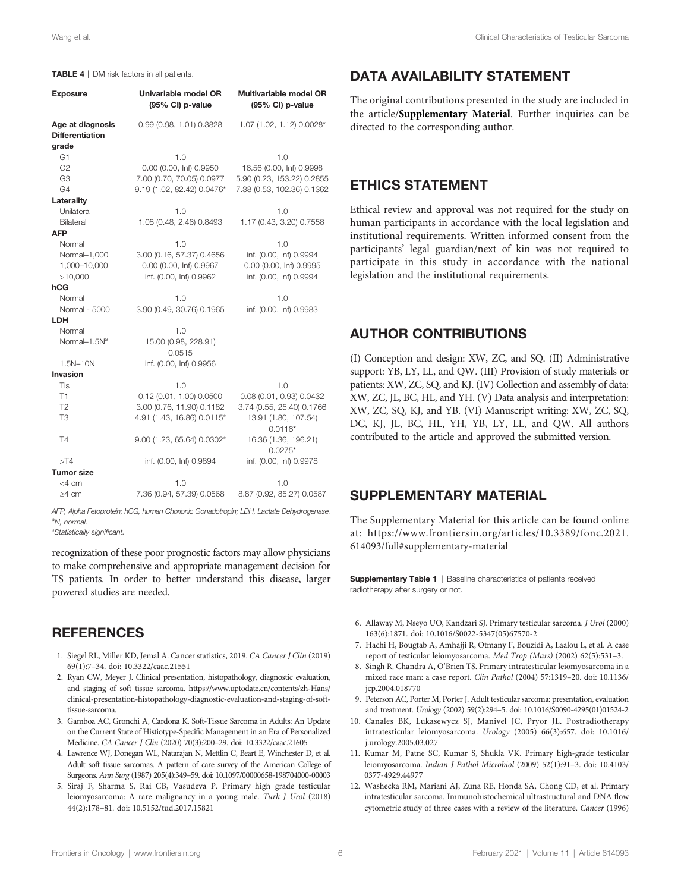**TABLE 4** | DM risk factors in all patients.

| Exposure | Univariable model OR (95% CI) p-value | Multivariable model OR (95% CI) p-value |
|---|---|---|
| **Age at diagnosis** | 0.99 (0.98, 1.01) 0.3828 | 1.07 (1.02, 1.12) 0.0028* |
| **Differentiation grade** | | |
| G1 | 1.0 | 1.0 |
| G2 | 0.00 (0.00, Inf) 0.9950 | 16.56 (0.00, Inf) 0.9998 |
| G3 | 7.00 (0.70, 70.05) 0.0977 | 5.90 (0.23, 153.22) 0.2855 |
| G4 | 9.19 (1.02, 82.42) 0.0476* | 7.38 (0.53, 102.36) 0.1362 |
| **Laterality** | | |
| Unilateral | 1.0 | 1.0 |
| Bilateral | 1.08 (0.48, 2.46) 0.8493 | 1.17 (0.43, 3.20) 0.7558 |
| **AFP** | | |
| Normal | 1.0 | 1.0 |
| Normal–1,000 | 3.00 (0.16, 57.37) 0.4656 | inf. (0.00, Inf) 0.9994 |
| 1,000–10,000 | 0.00 (0.00, Inf) 0.9967 | 0.00 (0.00, Inf) 0.9995 |
| >10,000 | inf. (0.00, Inf) 0.9962 | inf. (0.00, Inf) 0.9994 |
| **hCG** | | |
| Normal | 1.0 | 1.0 |
| Normal - 5000 | 3.90 (0.49, 30.76) 0.1965 | inf. (0.00, Inf) 0.9983 |
| **LDH** | | |
| Normal | 1.0 | |
| Normal–1.5N[a] | 15.00 (0.98, 228.91) 0.0515 | |
| 1.5N–10N | inf. (0.00, Inf) 0.9956 | |
| **Invasion** | | |
| Tis | 1.0 | 1.0 |
| T1 | 0.12 (0.01, 1.00) 0.0500 | 0.08 (0.01, 0.93) 0.0432 |
| T2 | 3.00 (0.76, 11.90) 0.1182 | 3.74 (0.55, 25.40) 0.1766 |
| T3 | 4.91 (1.43, 16.86) 0.0115* | 13.91 (1.80, 107.54) 0.0116* |
| T4 | 9.00 (1.23, 65.64) 0.0302* | 16.36 (1.36, 196.21) 0.0275* |
| >T4 | inf. (0.00, Inf) 0.9894 | inf. (0.00, Inf) 0.9978 |
| **Tumor size** | | |
| <4 cm | 1.0 | 1.0 |
| ≥4 cm | 7.36 (0.94, 57.39) 0.0568 | 8.87 (0.92, 85.27) 0.0587 |

*AFP, Alpha Fetoprotein; hCG, human Chorionic Gonadotropin; LDH, Lactate Dehydrogenase.*
[a]*N, normal.*
*Statistically significant.

recognization of these poor prognostic factors may allow physicians to make comprehensive and appropriate management decision for TS patients. In order to better understand this disease, larger powered studies are needed.

## DATA AVAILABILITY STATEMENT

The original contributions presented in the study are included in the article/**Supplementary Material**. Further inquiries can be directed to the corresponding author.

## ETHICS STATEMENT

Ethical review and approval was not required for the study on human participants in accordance with the local legislation and institutional requirements. Written informed consent from the participants' legal guardian/next of kin was not required to participate in this study in accordance with the national legislation and the institutional requirements.

## AUTHOR CONTRIBUTIONS

(I) Conception and design: XW, ZC, and SQ. (II) Administrative support: YB, LY, LL, and QW. (III) Provision of study materials or patients: XW, ZC, SQ, and KJ. (IV) Collection and assembly of data: XW, ZC, JL, BC, HL, and YH. (V) Data analysis and interpretation: XW, ZC, SQ, KJ, and YB. (VI) Manuscript writing: XW, ZC, SQ, DC, KJ, JL, BC, HL, YH, YB, LY, LL, and QW. All authors contributed to the article and approved the submitted version.

## SUPPLEMENTARY MATERIAL

The Supplementary Material for this article can be found online at: https://www.frontiersin.org/articles/10.3389/fonc.2021.614093/full#supplementary-material

**Supplementary Table 1** | Baseline characteristics of patients received radiotherapy after surgery or not.

## REFERENCES

1. Siegel RL, Miller KD, Jemal A. Cancer statistics, 2019. *CA Cancer J Clin* (2019) 69(1):7–34. doi: 10.3322/caac.21551
2. Ryan CW, Meyer J. Clinical presentation, histopathology, diagnostic evaluation, and staging of soft tissue sarcoma. https://www.uptodate.cn/contents/zh-Hans/clinical-presentation-histopathology-diagnostic-evaluation-and-staging-of-soft-tissue-sarcoma.
3. Gamboa AC, Gronchi A, Cardona K. Soft-Tissue Sarcoma in Adults: An Update on the Current State of Histiotype-Specific Management in an Era of Personalized Medicine. *CA Cancer J Clin* (2020) 70(3):200–29. doi: 10.3322/caac.21605
4. Lawrence WJ, Donegan WL, Natarajan N, Mettlin C, Beart E, Winchester D, et al. Adult soft tissue sarcomas. A pattern of care survey of the American College of Surgeons. *Ann Surg* (1987) 205(4):349–59. doi: 10.1097/00000658-198704000-00003
5. Siraj F, Sharma S, Rai CB, Vasudeva P. Primary high grade testicular leiomyosarcoma: A rare malignancy in a young male. *Turk J Urol* (2018) 44(2):178–81. doi: 10.5152/tud.2017.15821
6. Allaway M, Nseyo UO, Kandzari SJ. Primary testicular sarcoma. *J Urol* (2000) 163(6):1871. doi: 10.1016/S0022-5347(05)67570-2
7. Hachi H, Bougtab A, Amhajji R, Otmany F, Bouzidi A, Laalou L, et al. A case report of testicular leiomyosarcoma. *Med Trop (Mars)* (2002) 62(5):531–3.
8. Singh R, Chandra A, O'Brien TS. Primary intratesticular leiomyosarcoma in a mixed race man: a case report. *Clin Pathol* (2004) 57:1319–20. doi: 10.1136/jcp.2004.018770
9. Peterson AC, Porter M, Porter J. Adult testicular sarcoma: presentation, evaluation and treatment. *Urology* (2002) 59(2):294–5. doi: 10.1016/S0090-4295(01)01524-2
10. Canales BK, Lukasewycz SJ, Manivel JC, Pryor JL. Postradiotherapy intratesticular leiomyosarcoma. *Urology* (2005) 66(3):657. doi: 10.1016/j.urology.2005.03.027
11. Kumar M, Patne SC, Kumar S, Shukla VK. Primary high-grade testicular leiomyosarcoma. *Indian J Pathol Microbiol* (2009) 52(1):91–3. doi: 10.4103/0377-4929.44977
12. Washecka RM, Mariani AJ, Zuna RE, Honda SA, Chong CD, et al. Primary intratesticular sarcoma. Immunohistochemical ultrastructural and DNA flow cytometric study of three cases with a review of the literature. *Cancer* (1996)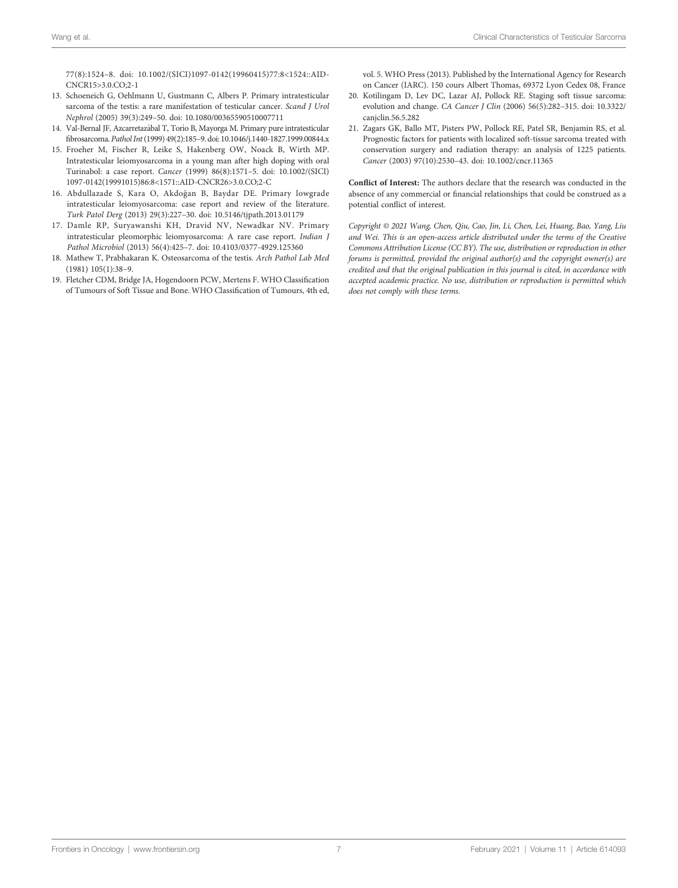77(8):1524–8. doi: 10.1002/(SICI)1097-0142(19960415)77:8<1524::AID-CNCR15>3.0.CO;2-1

13. Schoeneich G, Oehlmann U, Gustmann C, Albers P. Primary intratesticular sarcoma of the testis: a rare manifestation of testicular cancer. *Scand J Urol Nephrol* (2005) 39(3):249–50. doi: 10.1080/00365590510007711
14. Val-Bernal JF, Azcarretazábal T, Torio B, Mayorga M. Primary pure intratesticular fibrosarcoma. *Pathol Int* (1999) 49(2):185–9. doi: 10.1046/j.1440-1827.1999.00844.x
15. Froeher M, Fischer R, Leike S, Hakenberg OW, Noack B, Wirth MP. Intratesticular leiomyosarcoma in a young man after high doping with oral Turinabol: a case report. *Cancer* (1999) 86(8):1571–5. doi: 10.1002/(SICI)1097-0142(19991015)86:8<1571::AID-CNCR26>3.0.CO;2-C
16. Abdullazade S, Kara O, Akdoğan B, Baydar DE. Primary lowgrade intratesticular leiomyosarcoma: case report and review of the literature. *Turk Patol Derg* (2013) 29(3):227–30. doi: 10.5146/tjpath.2013.01179
17. Damle RP, Suryawanshi KH, Dravid NV, Newadkar NV. Primary intratesticular pleomorphic leiomyosarcoma: A rare case report. *Indian J Pathol Microbiol* (2013) 56(4):425–7. doi: 10.4103/0377-4929.125360
18. Mathew T, Prabhakaran K. Osteosarcoma of the testis. *Arch Pathol Lab Med* (1981) 105(1):38–9.
19. Fletcher CDM, Bridge JA, Hogendoorn PCW, Mertens F. WHO Classification of Tumours of Soft Tissue and Bone. WHO Classification of Tumours, 4th ed, vol. 5. WHO Press (2013). Published by the International Agency for Research on Cancer (IARC). 150 cours Albert Thomas, 69372 Lyon Cedex 08, France
20. Kotilingam D, Lev DC, Lazar AJ, Pollock RE. Staging soft tissue sarcoma: evolution and change. *CA Cancer J Clin* (2006) 56(5):282–315. doi: 10.3322/canjclin.56.5.282
21. Zagars GK, Ballo MT, Pisters PW, Pollock RE, Patel SR, Benjamin RS, et al. Prognostic factors for patients with localized soft-tissue sarcoma treated with conservation surgery and radiation therapy: an analysis of 1225 patients. *Cancer* (2003) 97(10):2530–43. doi: 10.1002/cncr.11365

**Conflict of Interest:** The authors declare that the research was conducted in the absence of any commercial or financial relationships that could be construed as a potential conflict of interest.

*Copyright © 2021 Wang, Chen, Qiu, Cao, Jin, Li, Chen, Lei, Huang, Bao, Yang, Liu and Wei. This is an open-access article distributed under the terms of the Creative Commons Attribution License (CC BY). The use, distribution or reproduction in other forums is permitted, provided the original author(s) and the copyright owner(s) are credited and that the original publication in this journal is cited, in accordance with accepted academic practice. No use, distribution or reproduction is permitted which does not comply with these terms.*